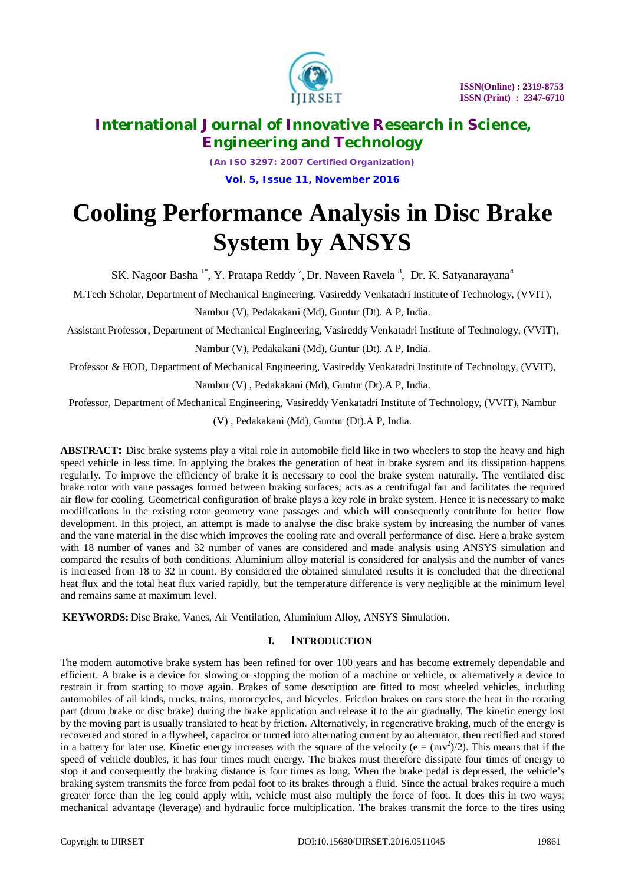# Cooling Performance Analysis in Disc Brake System by ANSYS

SK. Nagoor Basha [1*], Y. Pratapa Reddy [2], Dr. Naveen Ravela [3], Dr. K. Satyanarayana[4]

M.Tech Scholar, Department of Mechanical Engineering, Vasireddy Venkatadri Institute of Technology, (VVIT), Nambur (V), Pedakakani (Md), Guntur (Dt). A P, India.

Assistant Professor, Department of Mechanical Engineering, Vasireddy Venkatadri Institute of Technology, (VVIT), Nambur (V), Pedakakani (Md), Guntur (Dt). A P, India.

Professor & HOD, Department of Mechanical Engineering, Vasireddy Venkatadri Institute of Technology, (VVIT), Nambur (V) , Pedakakani (Md), Guntur (Dt).A P, India.

Professor, Department of Mechanical Engineering, Vasireddy Venkatadri Institute of Technology, (VVIT), Nambur (V) , Pedakakani (Md), Guntur (Dt).A P, India.

**ABSTRACT:** Disc brake systems play a vital role in automobile field like in two wheelers to stop the heavy and high speed vehicle in less time. In applying the brakes the generation of heat in brake system and its dissipation happens regularly. To improve the efficiency of brake it is necessary to cool the brake system naturally. The ventilated disc brake rotor with vane passages formed between braking surfaces; acts as a centrifugal fan and facilitates the required air flow for cooling. Geometrical configuration of brake plays a key role in brake system. Hence it is necessary to make modifications in the existing rotor geometry vane passages and which will consequently contribute for better flow development. In this project, an attempt is made to analyse the disc brake system by increasing the number of vanes and the vane material in the disc which improves the cooling rate and overall performance of disc. Here a brake system with 18 number of vanes and 32 number of vanes are considered and made analysis using ANSYS simulation and compared the results of both conditions. Aluminium alloy material is considered for analysis and the number of vanes is increased from 18 to 32 in count. By considered the obtained simulated results it is concluded that the directional heat flux and the total heat flux varied rapidly, but the temperature difference is very negligible at the minimum level and remains same at maximum level.

**KEYWORDS:** Disc Brake, Vanes, Air Ventilation, Aluminium Alloy, ANSYS Simulation.

## I. INTRODUCTION

The modern automotive brake system has been refined for over 100 years and has become extremely dependable and efficient. A brake is a device for slowing or stopping the motion of a machine or vehicle, or alternatively a device to restrain it from starting to move again. Brakes of some description are fitted to most wheeled vehicles, including automobiles of all kinds, trucks, trains, motorcycles, and bicycles. Friction brakes on cars store the heat in the rotating part (drum brake or disc brake) during the brake application and release it to the air gradually. The kinetic energy lost by the moving part is usually translated to heat by friction. Alternatively, in regenerative braking, much of the energy is recovered and stored in a flywheel, capacitor or turned into alternating current by an alternator, then rectified and stored in a battery for later use. Kinetic energy increases with the square of the velocity ($e = (mv^2)/2$). This means that if the speed of vehicle doubles, it has four times much energy. The brakes must therefore dissipate four times of energy to stop it and consequently the braking distance is four times as long. When the brake pedal is depressed, the vehicle's braking system transmits the force from pedal foot to its brakes through a fluid. Since the actual brakes require a much greater force than the leg could apply with, vehicle must also multiply the force of foot. It does this in two ways; mechanical advantage (leverage) and hydraulic force multiplication. The brakes transmit the force to the tires using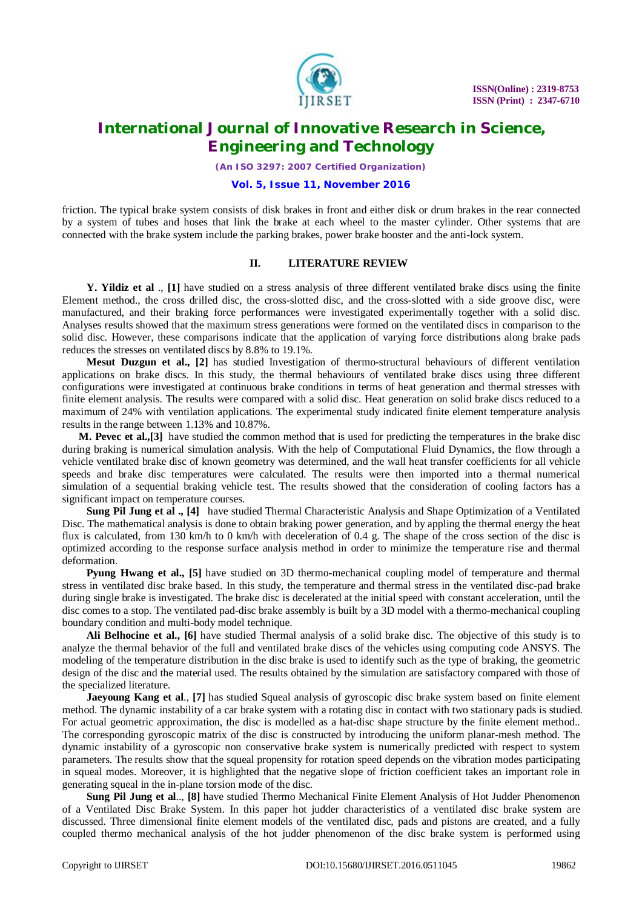friction. The typical brake system consists of disk brakes in front and either disk or drum brakes in the rear connected by a system of tubes and hoses that link the brake at each wheel to the master cylinder. Other systems that are connected with the brake system include the parking brakes, power brake booster and the anti-lock system.

## II. LITERATURE REVIEW

**Y. Yildiz et al** ., **[1]** have studied on a stress analysis of three different ventilated brake discs using the finite Element method., the cross drilled disc, the cross-slotted disc, and the cross-slotted with a side groove disc, were manufactured, and their braking force performances were investigated experimentally together with a solid disc. Analyses results showed that the maximum stress generations were formed on the ventilated discs in comparison to the solid disc. However, these comparisons indicate that the application of varying force distributions along brake pads reduces the stresses on ventilated discs by 8.8% to 19.1%.

**Mesut Duzgun et al., [2]** has studied Investigation of thermo-structural behaviours of different ventilation applications on brake discs. In this study, the thermal behaviours of ventilated brake discs using three different configurations were investigated at continuous brake conditions in terms of heat generation and thermal stresses with finite element analysis. The results were compared with a solid disc. Heat generation on solid brake discs reduced to a maximum of 24% with ventilation applications. The experimental study indicated finite element temperature analysis results in the range between 1.13% and 10.87%.

**M. Pevec et al.,[3]** have studied the common method that is used for predicting the temperatures in the brake disc during braking is numerical simulation analysis. With the help of Computational Fluid Dynamics, the flow through a vehicle ventilated brake disc of known geometry was determined, and the wall heat transfer coefficients for all vehicle speeds and brake disc temperatures were calculated. The results were then imported into a thermal numerical simulation of a sequential braking vehicle test. The results showed that the consideration of cooling factors has a significant impact on temperature courses.

**Sung Pil Jung et al ., [4]** have studied Thermal Characteristic Analysis and Shape Optimization of a Ventilated Disc. The mathematical analysis is done to obtain braking power generation, and by appling the thermal energy the heat flux is calculated, from 130 km/h to 0 km/h with deceleration of 0.4 g. The shape of the cross section of the disc is optimized according to the response surface analysis method in order to minimize the temperature rise and thermal deformation.

**Pyung Hwang et al., [5]** have studied on 3D thermo-mechanical coupling model of temperature and thermal stress in ventilated disc brake based. In this study, the temperature and thermal stress in the ventilated disc-pad brake during single brake is investigated. The brake disc is decelerated at the initial speed with constant acceleration, until the disc comes to a stop. The ventilated pad-disc brake assembly is built by a 3D model with a thermo-mechanical coupling boundary condition and multi-body model technique.

**Ali Belhocine et al., [6]** have studied Thermal analysis of a solid brake disc. The objective of this study is to analyze the thermal behavior of the full and ventilated brake discs of the vehicles using computing code ANSYS. The modeling of the temperature distribution in the disc brake is used to identify such as the type of braking, the geometric design of the disc and the material used. The results obtained by the simulation are satisfactory compared with those of the specialized literature.

**Jaeyoung Kang et al**., **[7]** has studied Squeal analysis of gyroscopic disc brake system based on finite element method. The dynamic instability of a car brake system with a rotating disc in contact with two stationary pads is studied. For actual geometric approximation, the disc is modelled as a hat-disc shape structure by the finite element method.. The corresponding gyroscopic matrix of the disc is constructed by introducing the uniform planar-mesh method. The dynamic instability of a gyroscopic non conservative brake system is numerically predicted with respect to system parameters. The results show that the squeal propensity for rotation speed depends on the vibration modes participating in squeal modes. Moreover, it is highlighted that the negative slope of friction coefficient takes an important role in generating squeal in the in-plane torsion mode of the disc.

**Sung Pil Jung et al**.., **[8]** have studied Thermo Mechanical Finite Element Analysis of Hot Judder Phenomenon of a Ventilated Disc Brake System. In this paper hot judder characteristics of a ventilated disc brake system are discussed. Three dimensional finite element models of the ventilated disc, pads and pistons are created, and a fully coupled thermo mechanical analysis of the hot judder phenomenon of the disc brake system is performed using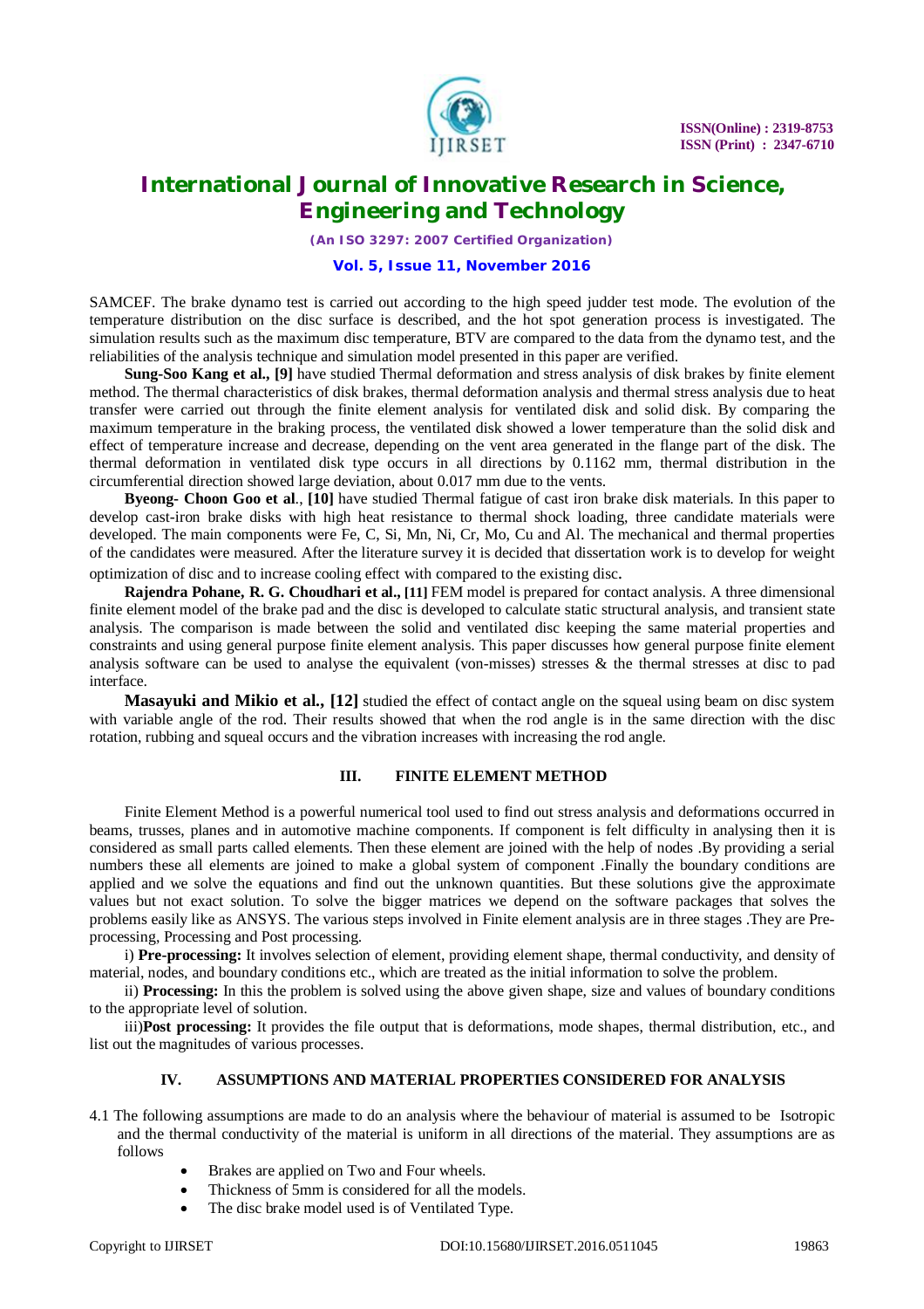SAMCEF. The brake dynamo test is carried out according to the high speed judder test mode. The evolution of the temperature distribution on the disc surface is described, and the hot spot generation process is investigated. The simulation results such as the maximum disc temperature, BTV are compared to the data from the dynamo test, and the reliabilities of the analysis technique and simulation model presented in this paper are verified.

**Sung-Soo Kang et al., [9]** have studied Thermal deformation and stress analysis of disk brakes by finite element method. The thermal characteristics of disk brakes, thermal deformation analysis and thermal stress analysis due to heat transfer were carried out through the finite element analysis for ventilated disk and solid disk. By comparing the maximum temperature in the braking process, the ventilated disk showed a lower temperature than the solid disk and effect of temperature increase and decrease, depending on the vent area generated in the flange part of the disk. The thermal deformation in ventilated disk type occurs in all directions by 0.1162 mm, thermal distribution in the circumferential direction showed large deviation, about 0.017 mm due to the vents.

**Byeong- Choon Goo et al**., **[10]** have studied Thermal fatigue of cast iron brake disk materials. In this paper to develop cast-iron brake disks with high heat resistance to thermal shock loading, three candidate materials were developed. The main components were Fe, C, Si, Mn, Ni, Cr, Mo, Cu and Al. The mechanical and thermal properties of the candidates were measured. After the literature survey it is decided that dissertation work is to develop for weight optimization of disc and to increase cooling effect with compared to the existing disc.

**Rajendra Pohane, R. G. Choudhari et al., [11]** FEM model is prepared for contact analysis. A three dimensional finite element model of the brake pad and the disc is developed to calculate static structural analysis, and transient state analysis. The comparison is made between the solid and ventilated disc keeping the same material properties and constraints and using general purpose finite element analysis. This paper discusses how general purpose finite element analysis software can be used to analyse the equivalent (von-misses) stresses & the thermal stresses at disc to pad interface.

**Masayuki and Mikio et al., [12]** studied the effect of contact angle on the squeal using beam on disc system with variable angle of the rod. Their results showed that when the rod angle is in the same direction with the disc rotation, rubbing and squeal occurs and the vibration increases with increasing the rod angle.

## III. FINITE ELEMENT METHOD

Finite Element Method is a powerful numerical tool used to find out stress analysis and deformations occurred in beams, trusses, planes and in automotive machine components. If component is felt difficulty in analysing then it is considered as small parts called elements. Then these element are joined with the help of nodes .By providing a serial numbers these all elements are joined to make a global system of component .Finally the boundary conditions are applied and we solve the equations and find out the unknown quantities. But these solutions give the approximate values but not exact solution. To solve the bigger matrices we depend on the software packages that solves the problems easily like as ANSYS. The various steps involved in Finite element analysis are in three stages .They are Pre-processing, Processing and Post processing.

i) **Pre-processing:** It involves selection of element, providing element shape, thermal conductivity, and density of material, nodes, and boundary conditions etc., which are treated as the initial information to solve the problem.

ii) **Processing:** In this the problem is solved using the above given shape, size and values of boundary conditions to the appropriate level of solution.

iii)**Post processing:** It provides the file output that is deformations, mode shapes, thermal distribution, etc., and list out the magnitudes of various processes.

## IV. ASSUMPTIONS AND MATERIAL PROPERTIES CONSIDERED FOR ANALYSIS

4.1 The following assumptions are made to do an analysis where the behaviour of material is assumed to be Isotropic and the thermal conductivity of the material is uniform in all directions of the material. They assumptions are as follows

- Brakes are applied on Two and Four wheels.
- Thickness of 5mm is considered for all the models.
- The disc brake model used is of Ventilated Type.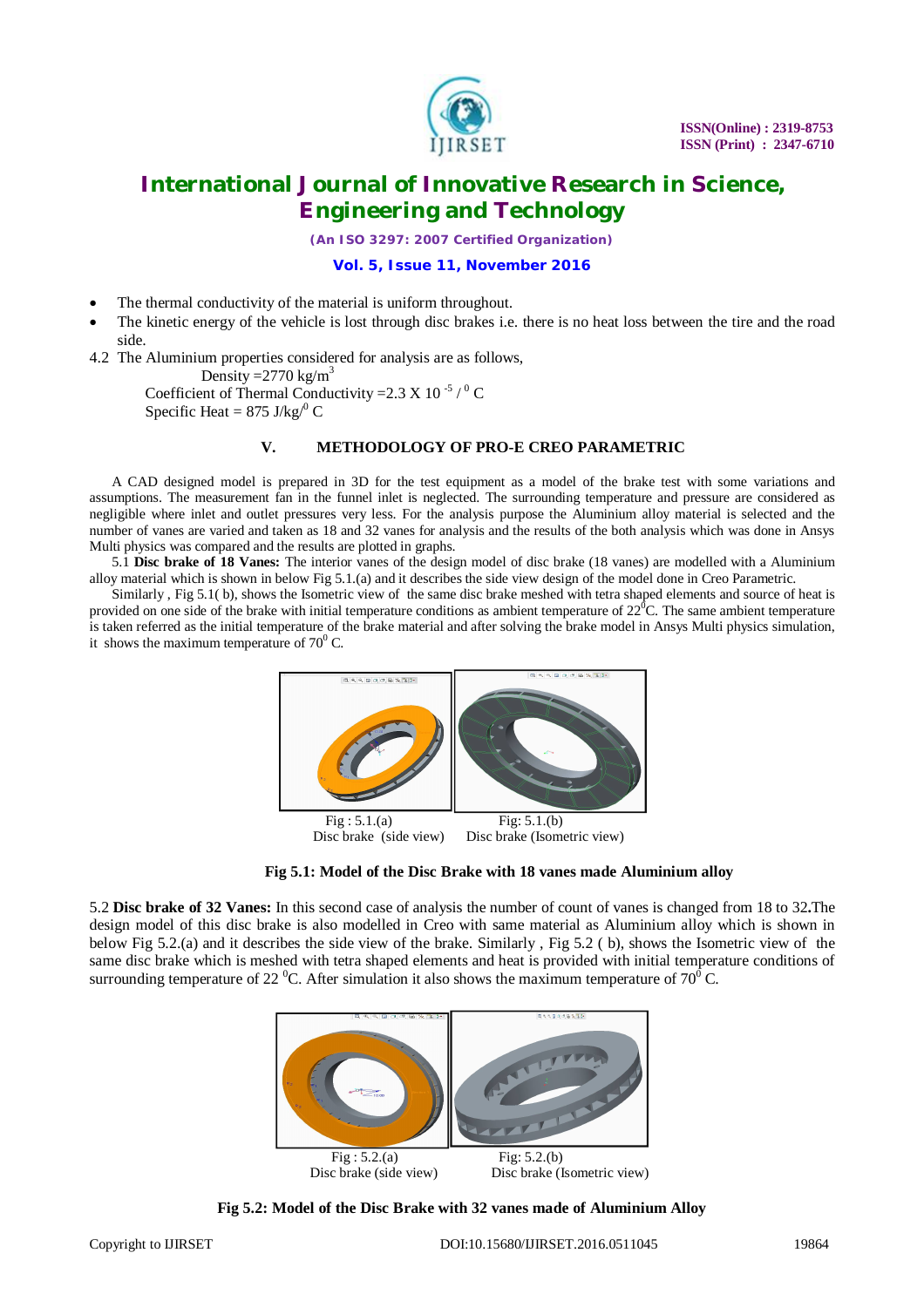- The thermal conductivity of the material is uniform throughout.
- The kinetic energy of the vehicle is lost through disc brakes i.e. there is no heat loss between the tire and the road side.

4.2 The Aluminium properties considered for analysis are as follows,

Density =2770 kg/$m^3$

Coefficient of Thermal Conductivity =2.3 X $10^{-5}$ / $^0$ C

Specific Heat = 875 J/kg/$^0$ C

## V. METHODOLOGY OF PRO-E CREO PARAMETRIC

A CAD designed model is prepared in 3D for the test equipment as a model of the brake test with some variations and assumptions. The measurement fan in the funnel inlet is neglected. The surrounding temperature and pressure are considered as negligible where inlet and outlet pressures very less. For the analysis purpose the Aluminium alloy material is selected and the number of vanes are varied and taken as 18 and 32 vanes for analysis and the results of the both analysis which was done in Ansys Multi physics was compared and the results are plotted in graphs.

5.1 **Disc brake of 18 Vanes:** The interior vanes of the design model of disc brake (18 vanes) are modelled with a Aluminium alloy material which is shown in below Fig 5.1.(a) and it describes the side view design of the model done in Creo Parametric.

Similarly , Fig 5.1( b), shows the Isometric view of the same disc brake meshed with tetra shaped elements and source of heat is provided on one side of the brake with initial temperature conditions as ambient temperature of 22$^0$C. The same ambient temperature is taken referred as the initial temperature of the brake material and after solving the brake model in Ansys Multi physics simulation, it shows the maximum temperature of 70$^0$ C.

Fig : 5.1.(a) Disc brake (side view) Fig: 5.1.(b) Disc brake (Isometric view)

**Fig 5.1: Model of the Disc Brake with 18 vanes made Aluminium alloy**

5.2 **Disc brake of 32 Vanes:** In this second case of analysis the number of count of vanes is changed from 18 to 32**.**The design model of this disc brake is also modelled in Creo with same material as Aluminium alloy which is shown in below Fig 5.2.(a) and it describes the side view of the brake. Similarly , Fig 5.2 ( b), shows the Isometric view of the same disc brake which is meshed with tetra shaped elements and heat is provided with initial temperature conditions of surrounding temperature of 22 $^0$C. After simulation it also shows the maximum temperature of 70$^0$ C.

Fig : 5.2.(a) Disc brake (side view) Fig: 5.2.(b) Disc brake (Isometric view)

**Fig 5.2: Model of the Disc Brake with 32 vanes made of Aluminium Alloy**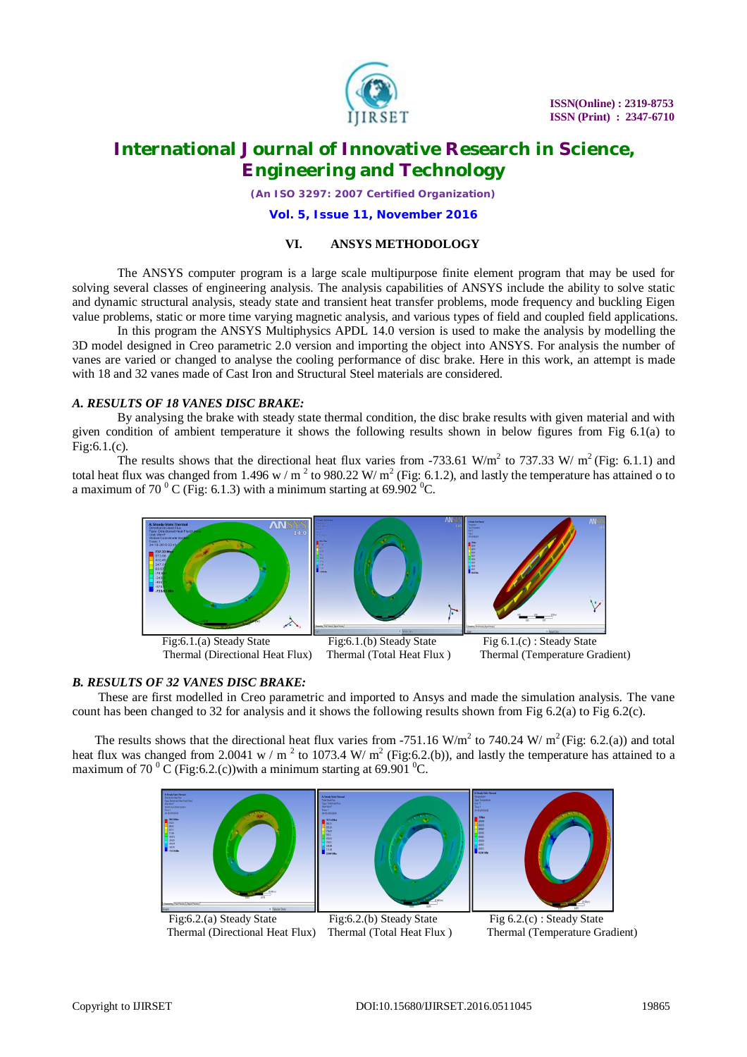## VI. ANSYS METHODOLOGY

The ANSYS computer program is a large scale multipurpose finite element program that may be used for solving several classes of engineering analysis. The analysis capabilities of ANSYS include the ability to solve static and dynamic structural analysis, steady state and transient heat transfer problems, mode frequency and buckling Eigen value problems, static or more time varying magnetic analysis, and various types of field and coupled field applications.

In this program the ANSYS Multiphysics APDL 14.0 version is used to make the analysis by modelling the 3D model designed in Creo parametric 2.0 version and importing the object into ANSYS. For analysis the number of vanes are varied or changed to analyse the cooling performance of disc brake. Here in this work, an attempt is made with 18 and 32 vanes made of Cast Iron and Structural Steel materials are considered.

### *A. RESULTS OF 18 VANES DISC BRAKE:*

By analysing the brake with steady state thermal condition, the disc brake results with given material and with given condition of ambient temperature it shows the following results shown in below figures from Fig 6.1(a) to Fig:6.1.(c).

The results shows that the directional heat flux varies from -733.61 W/m$^2$ to 737.33 W/ m$^2$ (Fig: 6.1.1) and total heat flux was changed from 1.496 w / m $^2$ to 980.22 W/ m$^2$ (Fig: 6.1.2), and lastly the temperature has attained o to a maximum of 70 $^0$ C (Fig: 6.1.3) with a minimum starting at 69.902 $^0$C.

Fig:6.1.(a) Steady State Thermal (Directional Heat Flux)

Fig:6.1.(b) Steady State Thermal (Total Heat Flux )

Fig 6.1.(c) : Steady State Thermal (Temperature Gradient)

### *B. RESULTS OF 32 VANES DISC BRAKE:*

These are first modelled in Creo parametric and imported to Ansys and made the simulation analysis. The vane count has been changed to 32 for analysis and it shows the following results shown from Fig 6.2(a) to Fig 6.2(c).

The results shows that the directional heat flux varies from -751.16 W/m$^2$ to 740.24 W/ m$^2$ (Fig: 6.2.(a)) and total heat flux was changed from 2.0041 w / m $^2$ to 1073.4 W/ m$^2$ (Fig:6.2.(b)), and lastly the temperature has attained to a maximum of 70 $^0$ C (Fig:6.2.(c))with a minimum starting at 69.901 $^0$C.

Fig:6.2.(a) Steady State Thermal (Directional Heat Flux)

Fig:6.2.(b) Steady State Thermal (Total Heat Flux )

Fig 6.2.(c) : Steady State Thermal (Temperature Gradient)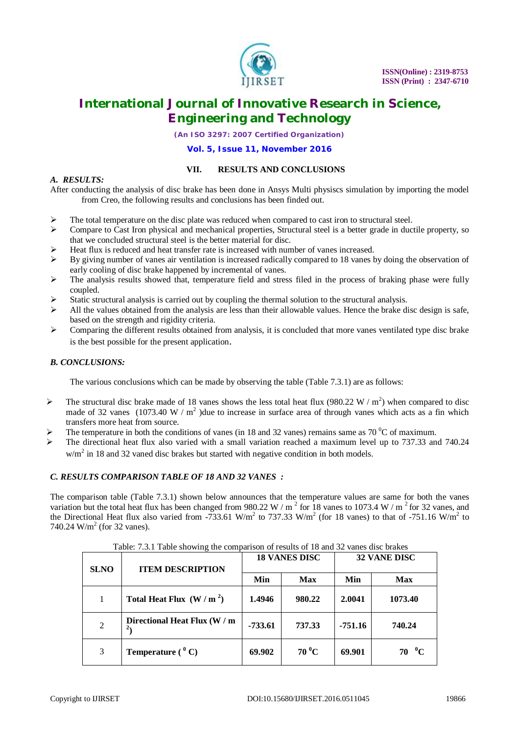## VII. RESULTS AND CONCLUSIONS

### *A. RESULTS:*

After conducting the analysis of disc brake has been done in Ansys Multi physiscs simulation by importing the model from Creo, the following results and conclusions has been finded out.

- The total temperature on the disc plate was reduced when compared to cast iron to structural steel.
- Compare to Cast Iron physical and mechanical properties, Structural steel is a better grade in ductile property, so that we concluded structural steel is the better material for disc.
- Heat flux is reduced and heat transfer rate is increased with number of vanes increased.
- By giving number of vanes air ventilation is increased radically compared to 18 vanes by doing the observation of early cooling of disc brake happened by incremental of vanes.
- The analysis results showed that, temperature field and stress filed in the process of braking phase were fully coupled.
- Static structural analysis is carried out by coupling the thermal solution to the structural analysis.
- All the values obtained from the analysis are less than their allowable values. Hence the brake disc design is safe, based on the strength and rigidity criteria.
- Comparing the different results obtained from analysis, it is concluded that more vanes ventilated type disc brake is the best possible for the present application.

### *B. CONCLUSIONS:*

The various conclusions which can be made by observing the table (Table 7.3.1) are as follows:

- The structural disc brake made of 18 vanes shows the less total heat flux (980.22 W / $m^2$) when compared to disc made of 32 vanes (1073.40 W / $m^2$ )due to increase in surface area of through vanes which acts as a fin which transfers more heat from source.
- The temperature in both the conditions of vanes (in 18 and 32 vanes) remains same as 70 $^0$C of maximum.
- The directional heat flux also varied with a small variation reached a maximum level up to 737.33 and 740.24 w/$m^2$ in 18 and 32 vaned disc brakes but started with negative condition in both models.

### *C. RESULTS COMPARISON TABLE OF 18 AND 32 VANES :*

The comparison table (Table 7.3.1) shown below announces that the temperature values are same for both the vanes variation but the total heat flux has been changed from 980.22 W / m $^2$ for 18 vanes to 1073.4 W / m $^2$ for 32 vanes, and the Directional Heat flux also varied from -733.61 W/$m^2$ to 737.33 W/$m^2$ (for 18 vanes) to that of -751.16 W/$m^2$ to 740.24 W/$m^2$ (for 32 vanes).

Table: 7.3.1 Table showing the comparison of results of 18 and 32 vanes disc brakes

| SLNO | ITEM DESCRIPTION | 18 VANES DISC | | 32 VANE DISC | |
|---|---|---|---|---|---|
| | | Min | Max | Min | Max |
| 1 | **Total Heat Flux (W / m $^2$)** | **1.4946** | **980.22** | **2.0041** | **1073.40** |
| 2 | **Directional Heat Flux (W / m $^2$)** | **-733.61** | **737.33** | **-751.16** | **740.24** |
| 3 | **Temperature ( $^0$ C)** | **69.902** | **70 $^0$C** | **69.901** | **70 $^0$C** |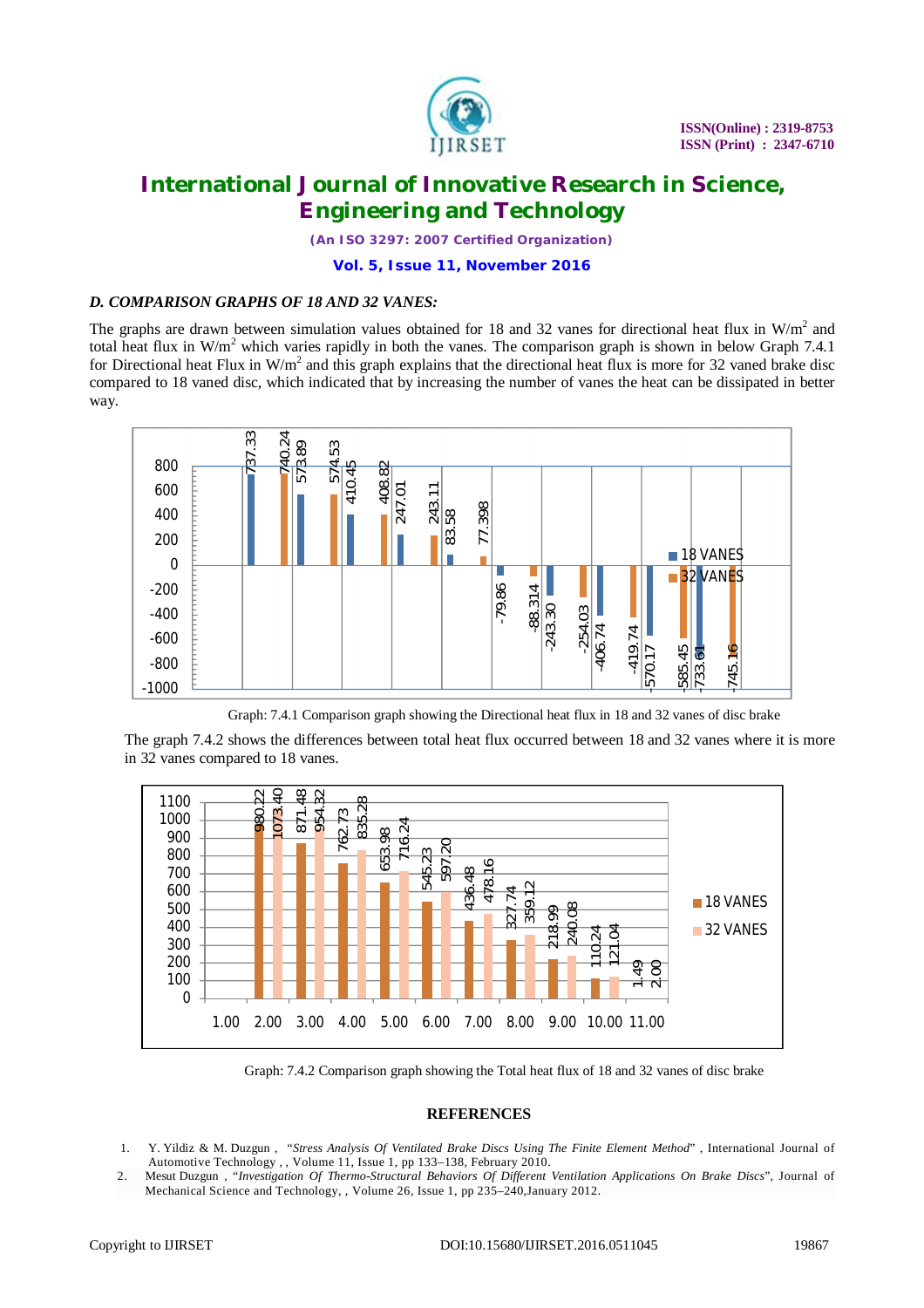### *D. COMPARISON GRAPHS OF 18 AND 32 VANES:*

The graphs are drawn between simulation values obtained for 18 and 32 vanes for directional heat flux in $W/m^2$ and total heat flux in $W/m^2$ which varies rapidly in both the vanes. The comparison graph is shown in below Graph 7.4.1 for Directional heat Flux in $W/m^2$ and this graph explains that the directional heat flux is more for 32 vaned brake disc compared to 18 vaned disc, which indicated that by increasing the number of vanes the heat can be dissipated in better way.

Graph: 7.4.1 Comparison graph showing the Directional heat flux in 18 and 32 vanes of disc brake

The graph 7.4.2 shows the differences between total heat flux occurred between 18 and 32 vanes where it is more in 32 vanes compared to 18 vanes.

Graph: 7.4.2 Comparison graph showing the Total heat flux of 18 and 32 vanes of disc brake

### REFERENCES

1. Y. Yildiz & M. Duzgun , "*Stress Analysis Of Ventilated Brake Discs Using The Finite Element Method*" , International Journal of Automotive Technology , , Volume 11, Issue 1, pp 133–138, February 2010.
2. Mesut Duzgun , "*Investigation Of Thermo-Structural Behaviors Of Different Ventilation Applications On Brake Discs*", Journal of Mechanical Science and Technology, , Volume 26, Issue 1, pp 235–240,January 2012.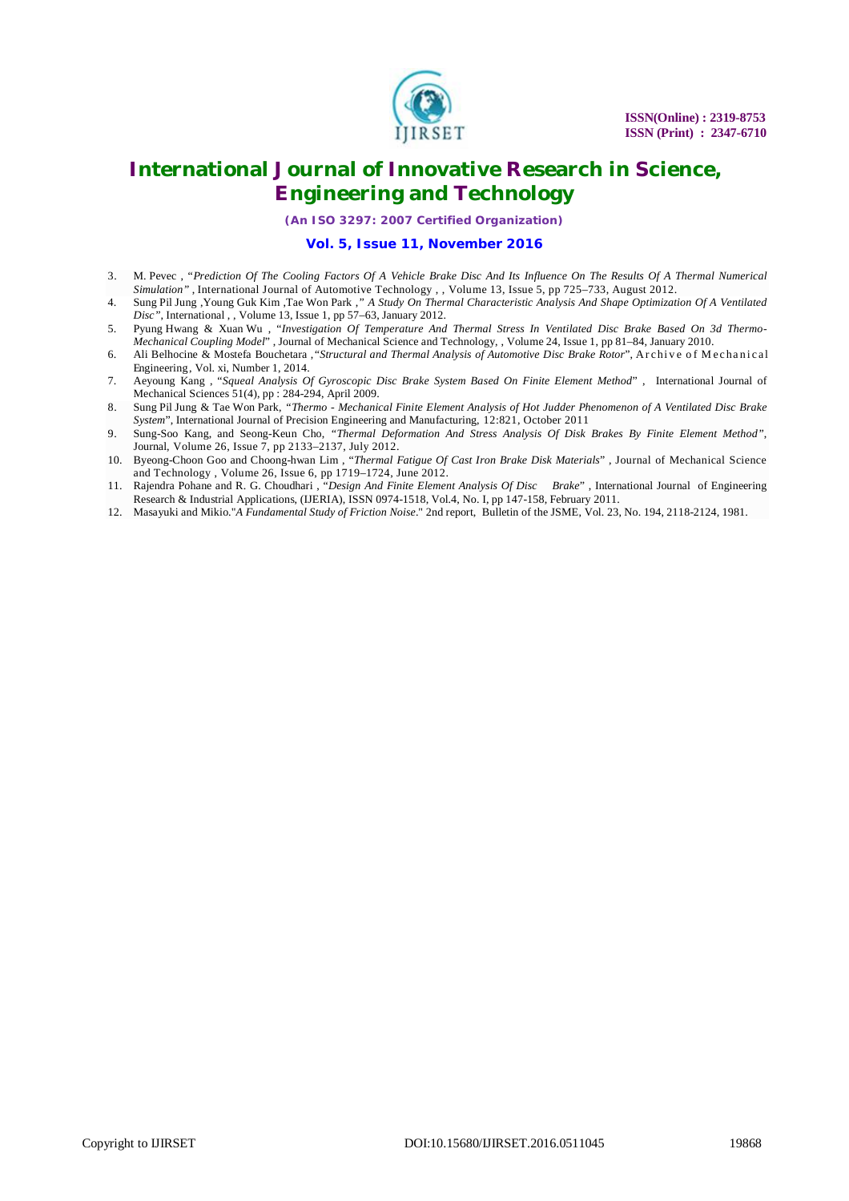3. M. Pevec , "*Prediction Of The Cooling Factors Of A Vehicle Brake Disc And Its Influence On The Results Of A Thermal Numerical Simulation"* , International Journal of Automotive Technology , , Volume 13, Issue 5, pp 725–733, August 2012.
4. Sung Pil Jung ,Young Guk Kim ,Tae Won Park ," *A Study On Thermal Characteristic Analysis And Shape Optimization Of A Ventilated Disc"*, International , , Volume 13, Issue 1, pp 57–63, January 2012.
5. Pyung Hwang & Xuan Wu , "*Investigation Of Temperature And Thermal Stress In Ventilated Disc Brake Based On 3d Thermo-Mechanical Coupling Model*" , Journal of Mechanical Science and Technology, , Volume 24, Issue 1, pp 81–84, January 2010.
6. Ali Belhocine & Mostefa Bouchetara ,"*Structural and Thermal Analysis of Automotive Disc Brake Rotor*", Archive of Mechanical Engineering, Vol. xi, Number 1, 2014.
7. Aeyoung Kang , "*Squeal Analysis Of Gyroscopic Disc Brake System Based On Finite Element Method*" , International Journal of Mechanical Sciences 51(4), pp : 284-294, April 2009.
8. Sung Pil Jung & Tae Won Park, *"Thermo - Mechanical Finite Element Analysis of Hot Judder Phenomenon of A Ventilated Disc Brake System*", International Journal of Precision Engineering and Manufacturing, 12:821, October 2011
9. Sung-Soo Kang, and Seong-Keun Cho, *"Thermal Deformation And Stress Analysis Of Disk Brakes By Finite Element Method"*, Journal, Volume 26, Issue 7, pp 2133–2137, July 2012.
10. Byeong-Choon Goo and Choong-hwan Lim , "*Thermal Fatigue Of Cast Iron Brake Disk Materials*" , Journal of Mechanical Science and Technology , Volume 26, Issue 6, pp 1719–1724, June 2012.
11. Rajendra Pohane and R. G. Choudhari , "*Design And Finite Element Analysis Of Disc Brake*" , International Journal of Engineering Research & Industrial Applications, (IJERIA), ISSN 0974-1518, Vol.4, No. I, pp 147-158, February 2011.
12. Masayuki and Mikio."*A Fundamental Study of Friction Noise*." 2nd report, Bulletin of the JSME, Vol. 23, No. 194, 2118-2124, 1981.